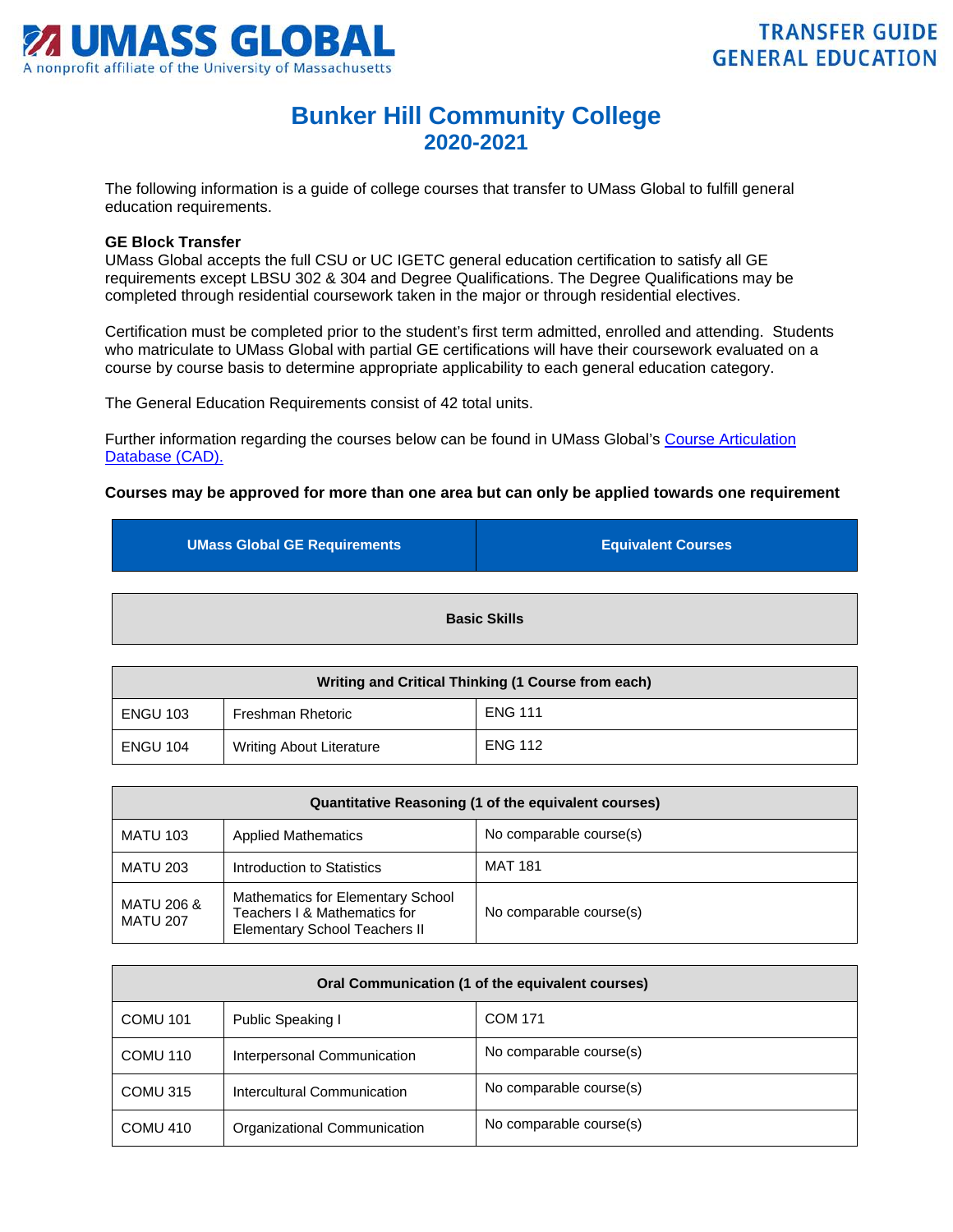# Bunker Hill Community College
## 2020-2021

The following information is a guide of college courses that transfer to UMass Global to fulfill general education requirements.

**GE Block Transfer**
UMass Global accepts the full CSU or UC IGETC general education certification to satisfy all GE requirements except LBSU 302 & 304 and Degree Qualifications. The Degree Qualifications may be completed through residential coursework taken in the major or through residential electives.

Certification must be completed prior to the student's first term admitted, enrolled and attending. Students who matriculate to UMass Global with partial GE certifications will have their coursework evaluated on a course by course basis to determine appropriate applicability to each general education category.

The General Education Requirements consist of 42 total units.

Further information regarding the courses below can be found in UMass Global's [Course Articulation Database (CAD).]()

**Courses may be approved for more than one area but can only be applied towards one requirement**

| UMass Global GE Requirements | | Equivalent Courses |
|---|---|---|
| **Basic Skills** | | |
| **Writing and Critical Thinking (1 Course from each)** | | |
| ENGU 103 | Freshman Rhetoric | ENG 111 |
| ENGU 104 | Writing About Literature | ENG 112 |
| **Quantitative Reasoning (1 of the equivalent courses)** | | |
| MATU 103 | Applied Mathematics | No comparable course(s) |
| MATU 203 | Introduction to Statistics | MAT 181 |
| MATU 206 & MATU 207 | Mathematics for Elementary School Teachers I & Mathematics for Elementary School Teachers II | No comparable course(s) |
| **Oral Communication (1 of the equivalent courses)** | | |
| COMU 101 | Public Speaking I | COM 171 |
| COMU 110 | Interpersonal Communication | No comparable course(s) |
| COMU 315 | Intercultural Communication | No comparable course(s) |
| COMU 410 | Organizational Communication | No comparable course(s) |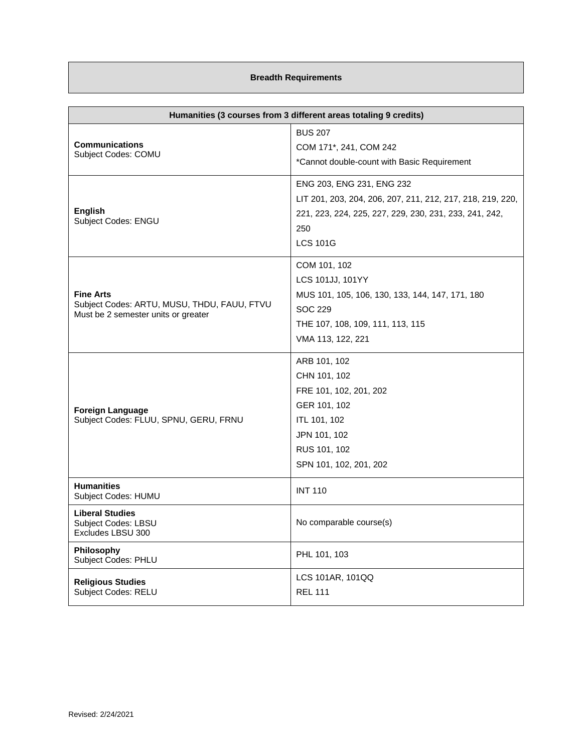## Breadth Requirements

| Humanities (3 courses from 3 different areas totaling 9 credits) | |
|---|---|
| **Communications**<br>Subject Codes: COMU | BUS 207<br>COM 171*, 241, COM 242<br>*Cannot double-count with Basic Requirement |
| **English**<br>Subject Codes: ENGU | ENG 203, ENG 231, ENG 232<br>LIT 201, 203, 204, 206, 207, 211, 212, 217, 218, 219, 220, 221, 223, 224, 225, 227, 229, 230, 231, 233, 241, 242, 250<br>LCS 101G |
| **Fine Arts**<br>Subject Codes: ARTU, MUSU, THDU, FAUU, FTVU<br>Must be 2 semester units or greater | COM 101, 102<br>LCS 101JJ, 101YY<br>MUS 101, 105, 106, 130, 133, 144, 147, 171, 180<br>SOC 229<br>THE 107, 108, 109, 111, 113, 115<br>VMA 113, 122, 221 |
| **Foreign Language**<br>Subject Codes: FLUU, SPNU, GERU, FRNU | ARB 101, 102<br>CHN 101, 102<br>FRE 101, 102, 201, 202<br>GER 101, 102<br>ITL 101, 102<br>JPN 101, 102<br>RUS 101, 102<br>SPN 101, 102, 201, 202 |
| **Humanities**<br>Subject Codes: HUMU | INT 110 |
| **Liberal Studies**<br>Subject Codes: LBSU<br>Excludes LBSU 300 | No comparable course(s) |
| **Philosophy**<br>Subject Codes: PHLU | PHL 101, 103 |
| **Religious Studies**<br>Subject Codes: RELU | LCS 101AR, 101QQ<br>REL 111 |

Revised: 2/24/2021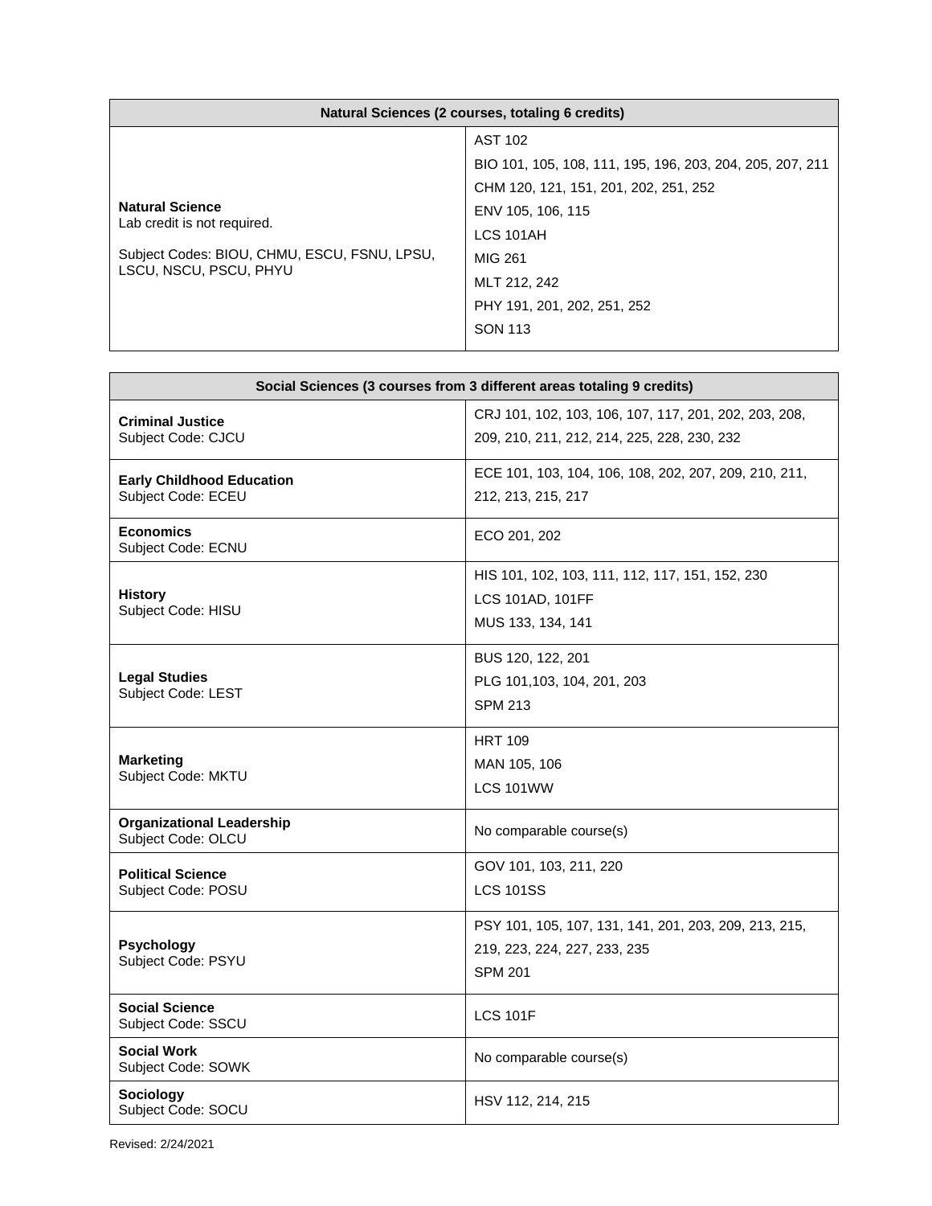| Natural Sciences (2 courses, totaling 6 credits) | |
|---|---|
| **Natural Science**<br>Lab credit is not required.<br><br>Subject Codes: BIOU, CHMU, ESCU, FSNU, LPSU, LSCU, NSCU, PSCU, PHYU | AST 102<br>BIO 101, 105, 108, 111, 195, 196, 203, 204, 205, 207, 211<br>CHM 120, 121, 151, 201, 202, 251, 252<br>ENV 105, 106, 115<br>LCS 101AH<br>MIG 261<br>MLT 212, 242<br>PHY 191, 201, 202, 251, 252<br>SON 113 |

| Social Sciences (3 courses from 3 different areas totaling 9 credits) | |
|---|---|
| **Criminal Justice**<br>Subject Code: CJCU | CRJ 101, 102, 103, 106, 107, 117, 201, 202, 203, 208, 209, 210, 211, 212, 214, 225, 228, 230, 232 |
| **Early Childhood Education**<br>Subject Code: ECEU | ECE 101, 103, 104, 106, 108, 202, 207, 209, 210, 211, 212, 213, 215, 217 |
| **Economics**<br>Subject Code: ECNU | ECO 201, 202 |
| **History**<br>Subject Code: HISU | HIS 101, 102, 103, 111, 112, 117, 151, 152, 230<br>LCS 101AD, 101FF<br>MUS 133, 134, 141 |
| **Legal Studies**<br>Subject Code: LEST | BUS 120, 122, 201<br>PLG 101,103, 104, 201, 203<br>SPM 213 |
| **Marketing**<br>Subject Code: MKTU | HRT 109<br>MAN 105, 106<br>LCS 101WW |
| **Organizational Leadership**<br>Subject Code: OLCU | No comparable course(s) |
| **Political Science**<br>Subject Code: POSU | GOV 101, 103, 211, 220<br>LCS 101SS |
| **Psychology**<br>Subject Code: PSYU | PSY 101, 105, 107, 131, 141, 201, 203, 209, 213, 215, 219, 223, 224, 227, 233, 235<br>SPM 201 |
| **Social Science**<br>Subject Code: SSCU | LCS 101F |
| **Social Work**<br>Subject Code: SOWK | No comparable course(s) |
| **Sociology**<br>Subject Code: SOCU | HSV 112, 214, 215 |

Revised: 2/24/2021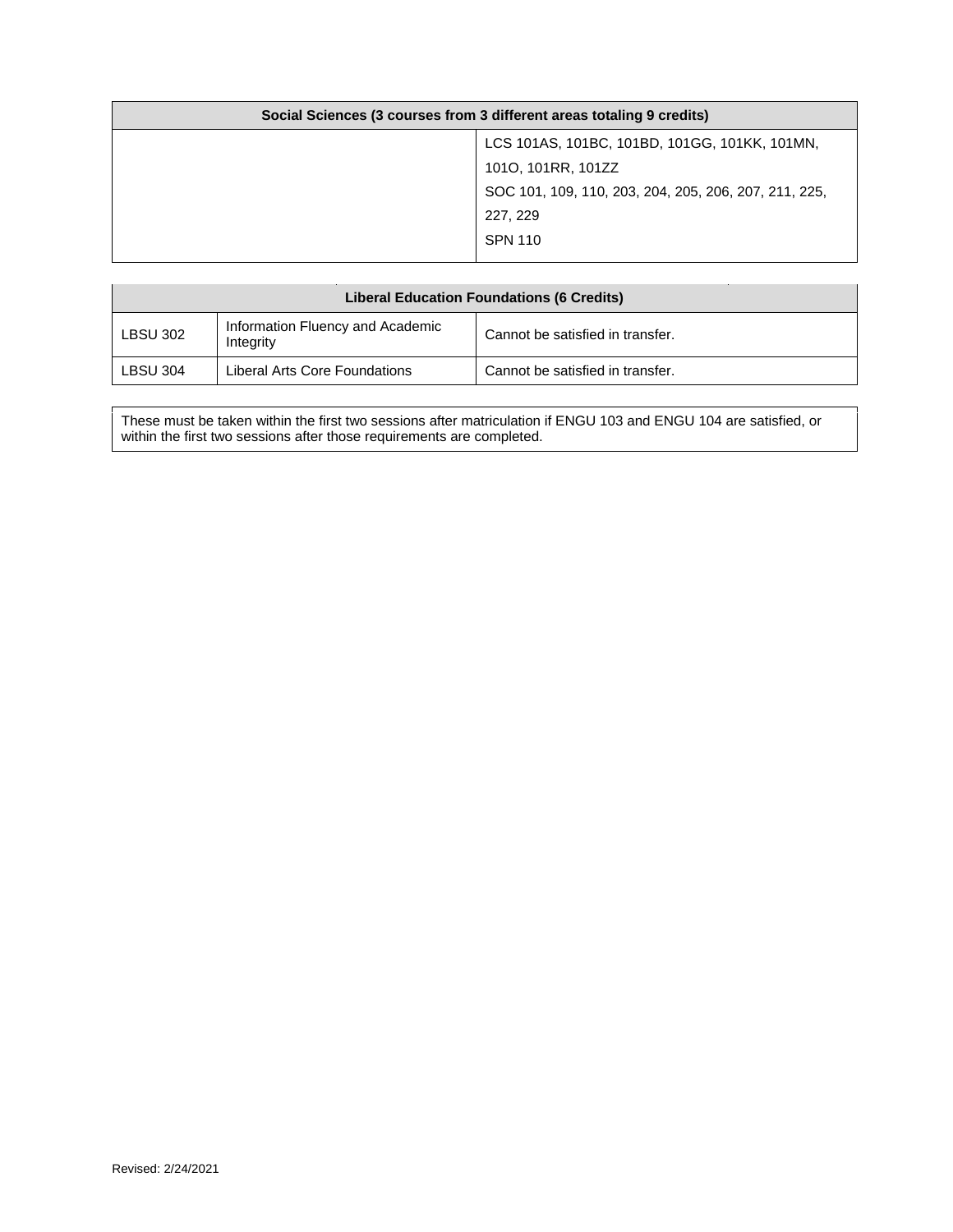| Social Sciences (3 courses from 3 different areas totaling 9 credits) | |
|---|---|
| | LCS 101AS, 101BC, 101BD, 101GG, 101KK, 101MN, 101O, 101RR, 101ZZ<br>SOC 101, 109, 110, 203, 204, 205, 206, 207, 211, 225, 227, 229<br>SPN 110 |

| Liberal Education Foundations (6 Credits) | | |
|---|---|---|
| LBSU 302 | Information Fluency and Academic Integrity | Cannot be satisfied in transfer. |
| LBSU 304 | Liberal Arts Core Foundations | Cannot be satisfied in transfer. |

These must be taken within the first two sessions after matriculation if ENGU 103 and ENGU 104 are satisfied, or within the first two sessions after those requirements are completed.

Revised: 2/24/2021